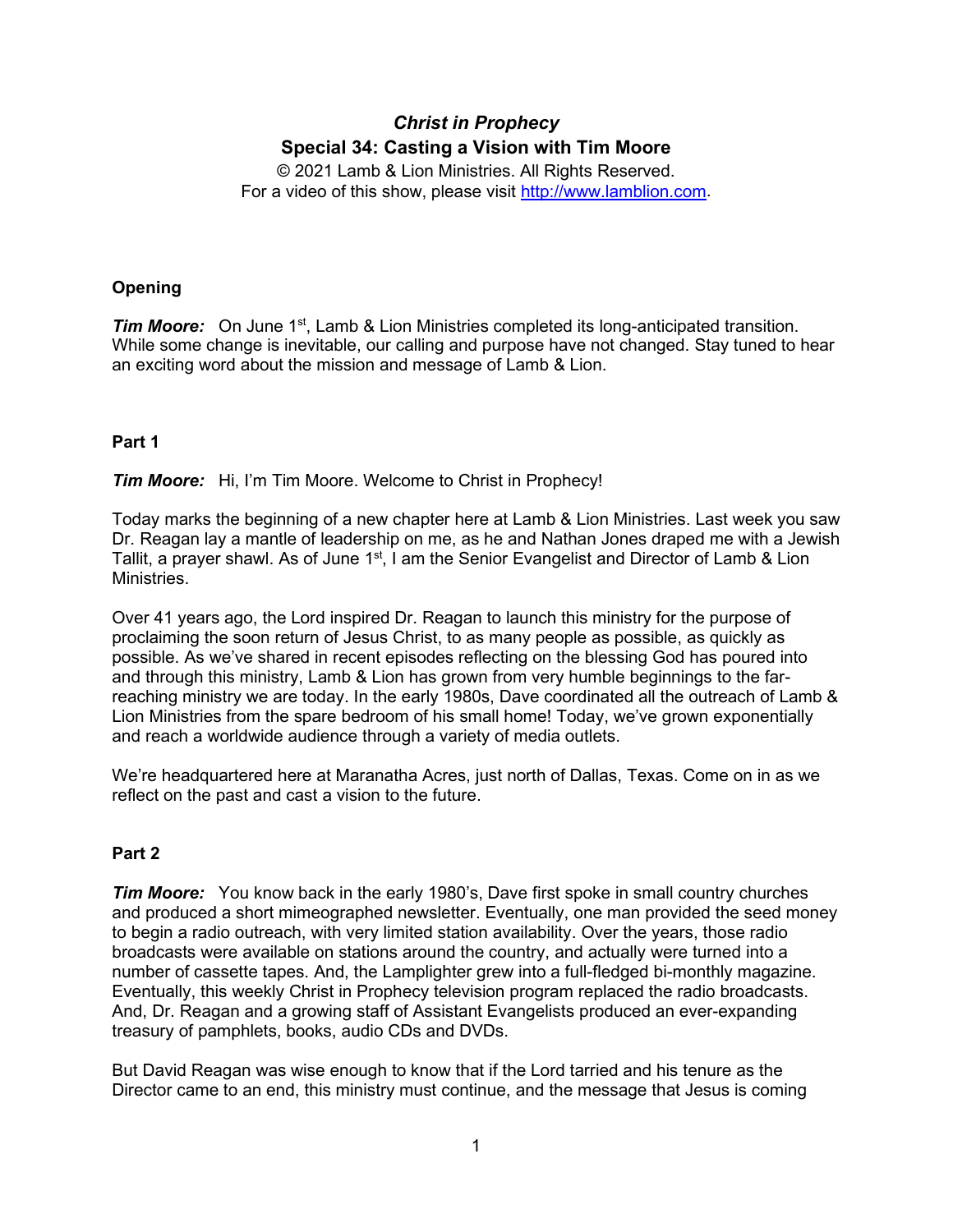# *Christ in Prophecy*

## Special 34: Casting a Vision with Tim Moore

© 2021 Lamb & Lion Ministries. All Rights Reserved.
For a video of this show, please visit http://www.lamblion.com.

### Opening

***Tim Moore:*** On June 1st, Lamb & Lion Ministries completed its long-anticipated transition. While some change is inevitable, our calling and purpose have not changed. Stay tuned to hear an exciting word about the mission and message of Lamb & Lion.

### Part 1

***Tim Moore:*** Hi, I'm Tim Moore. Welcome to Christ in Prophecy!

Today marks the beginning of a new chapter here at Lamb & Lion Ministries. Last week you saw Dr. Reagan lay a mantle of leadership on me, as he and Nathan Jones draped me with a Jewish Tallit, a prayer shawl. As of June 1st, I am the Senior Evangelist and Director of Lamb & Lion Ministries.

Over 41 years ago, the Lord inspired Dr. Reagan to launch this ministry for the purpose of proclaiming the soon return of Jesus Christ, to as many people as possible, as quickly as possible. As we've shared in recent episodes reflecting on the blessing God has poured into and through this ministry, Lamb & Lion has grown from very humble beginnings to the far-reaching ministry we are today. In the early 1980s, Dave coordinated all the outreach of Lamb & Lion Ministries from the spare bedroom of his small home! Today, we've grown exponentially and reach a worldwide audience through a variety of media outlets.

We're headquartered here at Maranatha Acres, just north of Dallas, Texas. Come on in as we reflect on the past and cast a vision to the future.

### Part 2

***Tim Moore:*** You know back in the early 1980's, Dave first spoke in small country churches and produced a short mimeographed newsletter. Eventually, one man provided the seed money to begin a radio outreach, with very limited station availability. Over the years, those radio broadcasts were available on stations around the country, and actually were turned into a number of cassette tapes. And, the Lamplighter grew into a full-fledged bi-monthly magazine. Eventually, this weekly Christ in Prophecy television program replaced the radio broadcasts. And, Dr. Reagan and a growing staff of Assistant Evangelists produced an ever-expanding treasury of pamphlets, books, audio CDs and DVDs.

But David Reagan was wise enough to know that if the Lord tarried and his tenure as the Director came to an end, this ministry must continue, and the message that Jesus is coming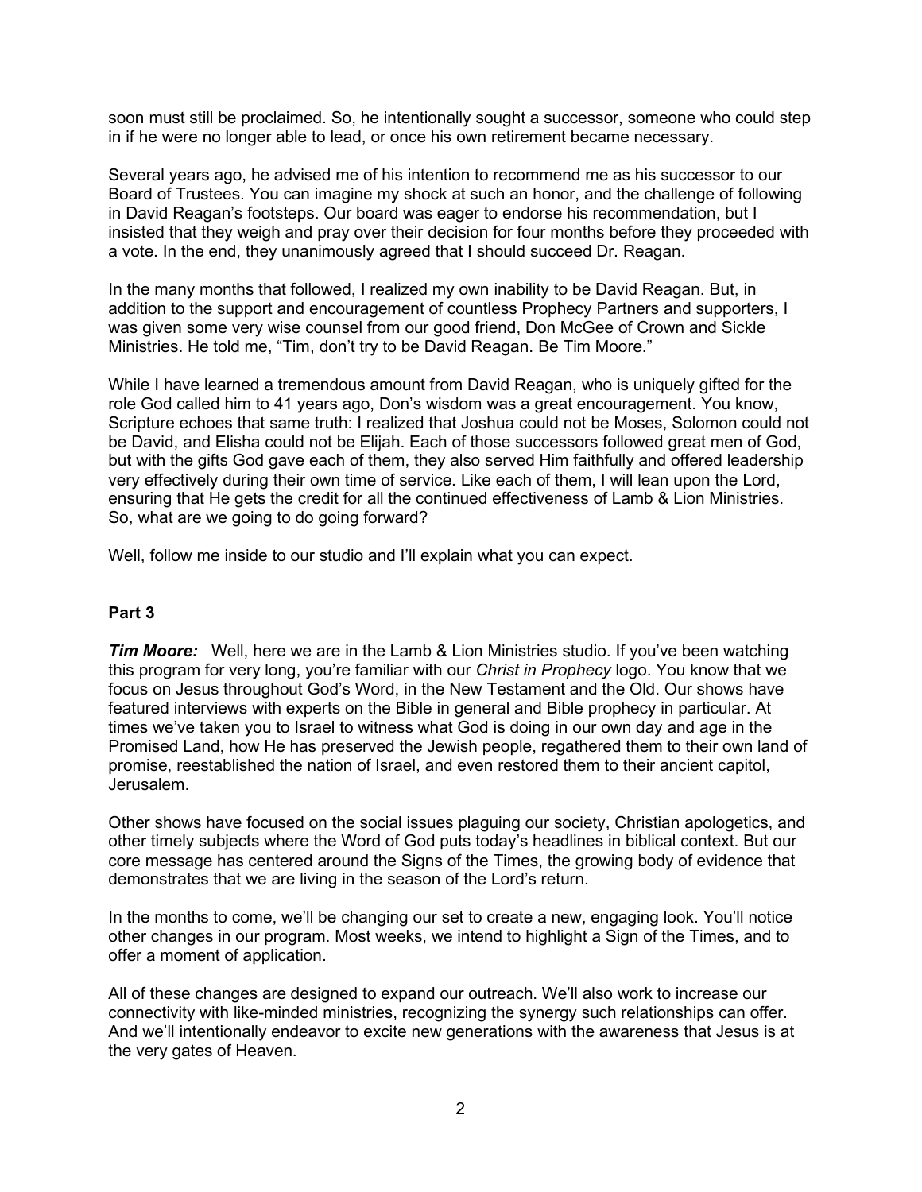soon must still be proclaimed. So, he intentionally sought a successor, someone who could step in if he were no longer able to lead, or once his own retirement became necessary.

Several years ago, he advised me of his intention to recommend me as his successor to our Board of Trustees. You can imagine my shock at such an honor, and the challenge of following in David Reagan's footsteps. Our board was eager to endorse his recommendation, but I insisted that they weigh and pray over their decision for four months before they proceeded with a vote. In the end, they unanimously agreed that I should succeed Dr. Reagan.

In the many months that followed, I realized my own inability to be David Reagan. But, in addition to the support and encouragement of countless Prophecy Partners and supporters, I was given some very wise counsel from our good friend, Don McGee of Crown and Sickle Ministries. He told me, "Tim, don't try to be David Reagan. Be Tim Moore."

While I have learned a tremendous amount from David Reagan, who is uniquely gifted for the role God called him to 41 years ago, Don's wisdom was a great encouragement. You know, Scripture echoes that same truth: I realized that Joshua could not be Moses, Solomon could not be David, and Elisha could not be Elijah. Each of those successors followed great men of God, but with the gifts God gave each of them, they also served Him faithfully and offered leadership very effectively during their own time of service. Like each of them, I will lean upon the Lord, ensuring that He gets the credit for all the continued effectiveness of Lamb & Lion Ministries. So, what are we going to do going forward?

Well, follow me inside to our studio and I'll explain what you can expect.

**Part 3**

***Tim Moore:*** Well, here we are in the Lamb & Lion Ministries studio. If you've been watching this program for very long, you're familiar with our *Christ in Prophecy* logo. You know that we focus on Jesus throughout God's Word, in the New Testament and the Old. Our shows have featured interviews with experts on the Bible in general and Bible prophecy in particular. At times we've taken you to Israel to witness what God is doing in our own day and age in the Promised Land, how He has preserved the Jewish people, regathered them to their own land of promise, reestablished the nation of Israel, and even restored them to their ancient capitol, Jerusalem.

Other shows have focused on the social issues plaguing our society, Christian apologetics, and other timely subjects where the Word of God puts today's headlines in biblical context. But our core message has centered around the Signs of the Times, the growing body of evidence that demonstrates that we are living in the season of the Lord's return.

In the months to come, we'll be changing our set to create a new, engaging look. You'll notice other changes in our program. Most weeks, we intend to highlight a Sign of the Times, and to offer a moment of application.

All of these changes are designed to expand our outreach. We'll also work to increase our connectivity with like-minded ministries, recognizing the synergy such relationships can offer. And we'll intentionally endeavor to excite new generations with the awareness that Jesus is at the very gates of Heaven.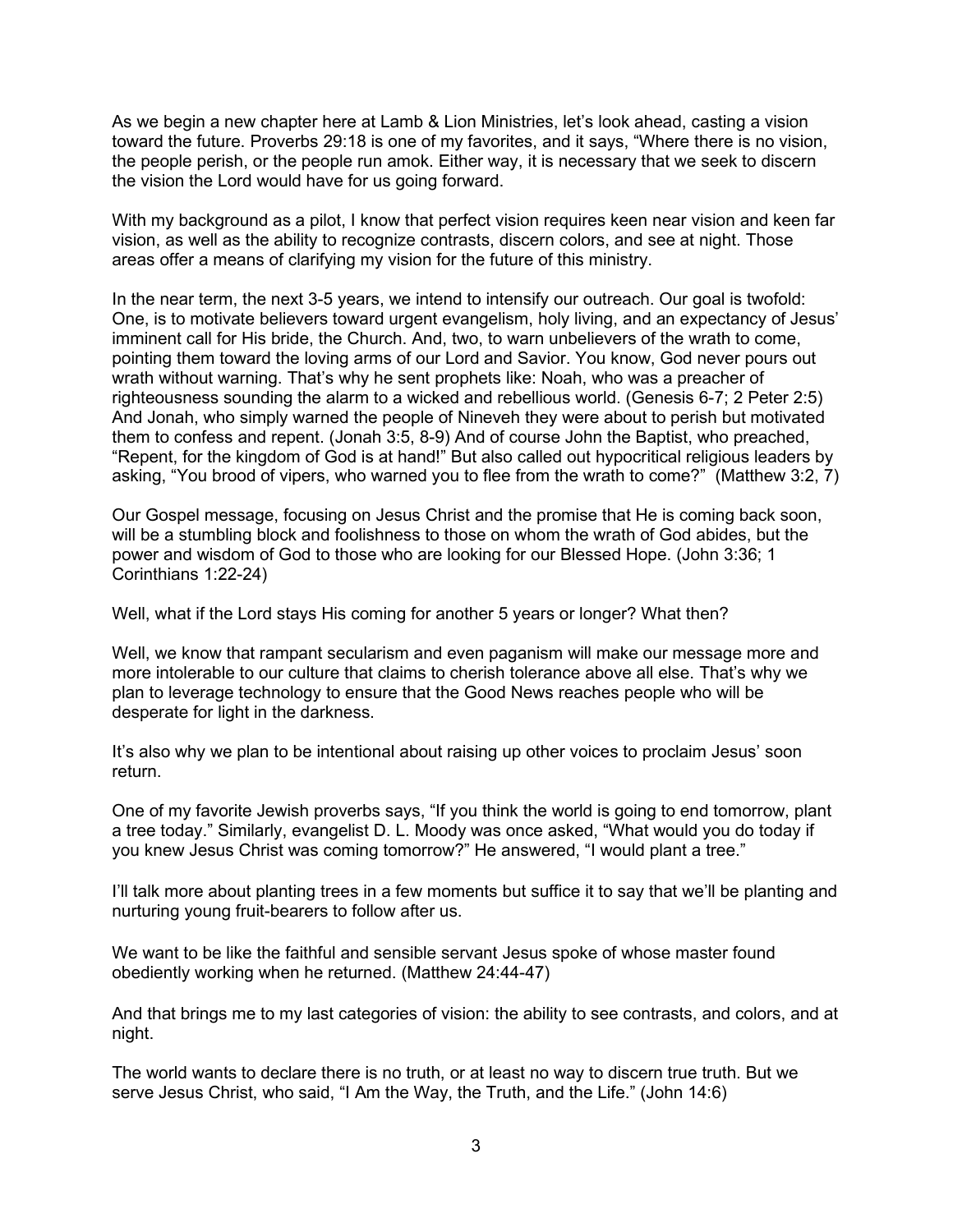As we begin a new chapter here at Lamb & Lion Ministries, let's look ahead, casting a vision toward the future. Proverbs 29:18 is one of my favorites, and it says, "Where there is no vision, the people perish, or the people run amok. Either way, it is necessary that we seek to discern the vision the Lord would have for us going forward.

With my background as a pilot, I know that perfect vision requires keen near vision and keen far vision, as well as the ability to recognize contrasts, discern colors, and see at night. Those areas offer a means of clarifying my vision for the future of this ministry.

In the near term, the next 3-5 years, we intend to intensify our outreach. Our goal is twofold: One, is to motivate believers toward urgent evangelism, holy living, and an expectancy of Jesus' imminent call for His bride, the Church. And, two, to warn unbelievers of the wrath to come, pointing them toward the loving arms of our Lord and Savior. You know, God never pours out wrath without warning. That's why he sent prophets like: Noah, who was a preacher of righteousness sounding the alarm to a wicked and rebellious world. (Genesis 6-7; 2 Peter 2:5) And Jonah, who simply warned the people of Nineveh they were about to perish but motivated them to confess and repent. (Jonah 3:5, 8-9) And of course John the Baptist, who preached, "Repent, for the kingdom of God is at hand!" But also called out hypocritical religious leaders by asking, "You brood of vipers, who warned you to flee from the wrath to come?" (Matthew 3:2, 7)

Our Gospel message, focusing on Jesus Christ and the promise that He is coming back soon, will be a stumbling block and foolishness to those on whom the wrath of God abides, but the power and wisdom of God to those who are looking for our Blessed Hope. (John 3:36; 1 Corinthians 1:22-24)

Well, what if the Lord stays His coming for another 5 years or longer? What then?

Well, we know that rampant secularism and even paganism will make our message more and more intolerable to our culture that claims to cherish tolerance above all else. That's why we plan to leverage technology to ensure that the Good News reaches people who will be desperate for light in the darkness.

It's also why we plan to be intentional about raising up other voices to proclaim Jesus' soon return.

One of my favorite Jewish proverbs says, "If you think the world is going to end tomorrow, plant a tree today." Similarly, evangelist D. L. Moody was once asked, "What would you do today if you knew Jesus Christ was coming tomorrow?" He answered, "I would plant a tree."

I'll talk more about planting trees in a few moments but suffice it to say that we'll be planting and nurturing young fruit-bearers to follow after us.

We want to be like the faithful and sensible servant Jesus spoke of whose master found obediently working when he returned. (Matthew 24:44-47)

And that brings me to my last categories of vision: the ability to see contrasts, and colors, and at night.

The world wants to declare there is no truth, or at least no way to discern true truth. But we serve Jesus Christ, who said, "I Am the Way, the Truth, and the Life." (John 14:6)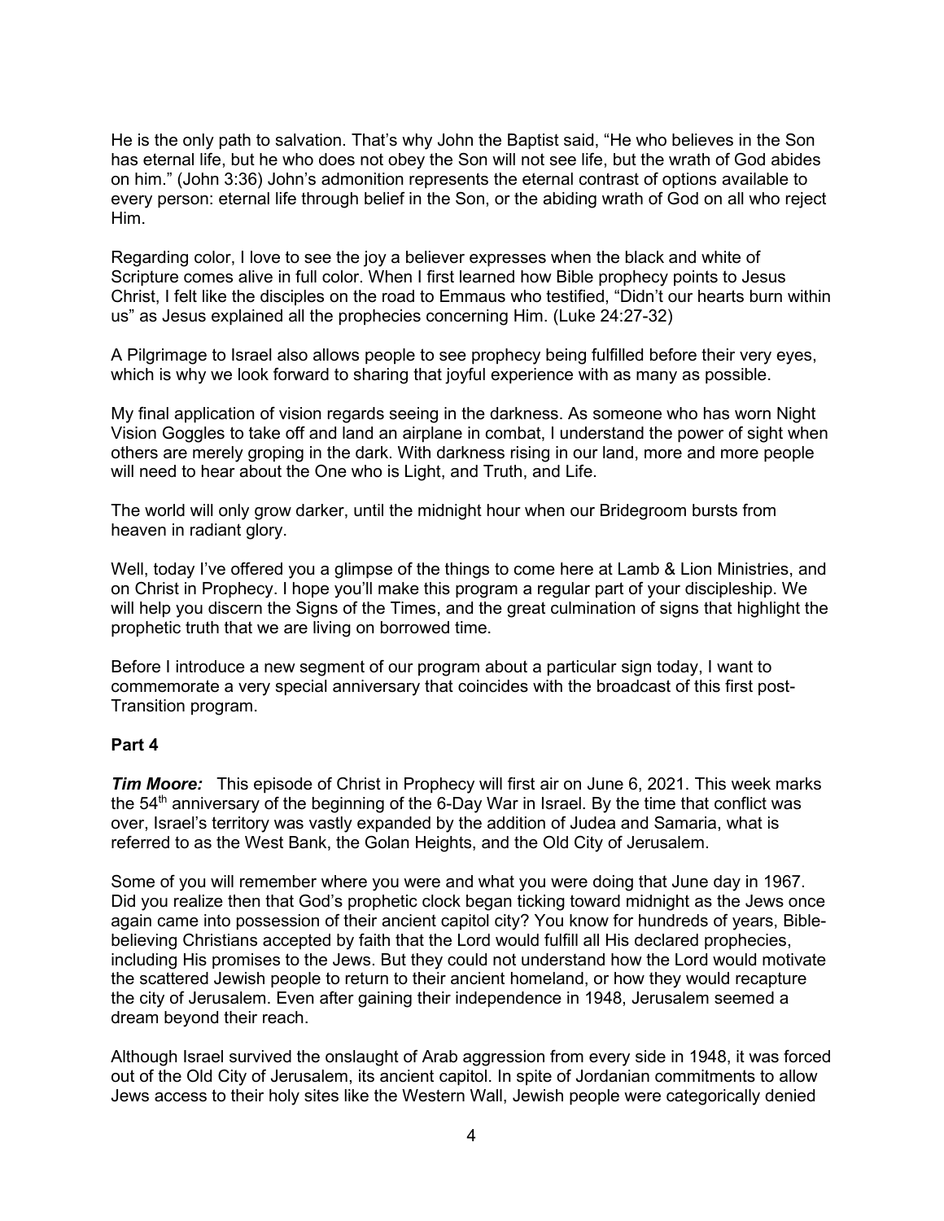He is the only path to salvation. That's why John the Baptist said, "He who believes in the Son has eternal life, but he who does not obey the Son will not see life, but the wrath of God abides on him." (John 3:36) John's admonition represents the eternal contrast of options available to every person: eternal life through belief in the Son, or the abiding wrath of God on all who reject Him.

Regarding color, I love to see the joy a believer expresses when the black and white of Scripture comes alive in full color. When I first learned how Bible prophecy points to Jesus Christ, I felt like the disciples on the road to Emmaus who testified, "Didn't our hearts burn within us" as Jesus explained all the prophecies concerning Him. (Luke 24:27-32)

A Pilgrimage to Israel also allows people to see prophecy being fulfilled before their very eyes, which is why we look forward to sharing that joyful experience with as many as possible.

My final application of vision regards seeing in the darkness. As someone who has worn Night Vision Goggles to take off and land an airplane in combat, I understand the power of sight when others are merely groping in the dark. With darkness rising in our land, more and more people will need to hear about the One who is Light, and Truth, and Life.

The world will only grow darker, until the midnight hour when our Bridegroom bursts from heaven in radiant glory.

Well, today I've offered you a glimpse of the things to come here at Lamb & Lion Ministries, and on Christ in Prophecy. I hope you'll make this program a regular part of your discipleship. We will help you discern the Signs of the Times, and the great culmination of signs that highlight the prophetic truth that we are living on borrowed time.

Before I introduce a new segment of our program about a particular sign today, I want to commemorate a very special anniversary that coincides with the broadcast of this first post-Transition program.

**Part 4**

***Tim Moore:*** This episode of Christ in Prophecy will first air on June 6, 2021. This week marks the 54th anniversary of the beginning of the 6-Day War in Israel. By the time that conflict was over, Israel's territory was vastly expanded by the addition of Judea and Samaria, what is referred to as the West Bank, the Golan Heights, and the Old City of Jerusalem.

Some of you will remember where you were and what you were doing that June day in 1967. Did you realize then that God's prophetic clock began ticking toward midnight as the Jews once again came into possession of their ancient capitol city? You know for hundreds of years, Bible-believing Christians accepted by faith that the Lord would fulfill all His declared prophecies, including His promises to the Jews. But they could not understand how the Lord would motivate the scattered Jewish people to return to their ancient homeland, or how they would recapture the city of Jerusalem. Even after gaining their independence in 1948, Jerusalem seemed a dream beyond their reach.

Although Israel survived the onslaught of Arab aggression from every side in 1948, it was forced out of the Old City of Jerusalem, its ancient capitol. In spite of Jordanian commitments to allow Jews access to their holy sites like the Western Wall, Jewish people were categorically denied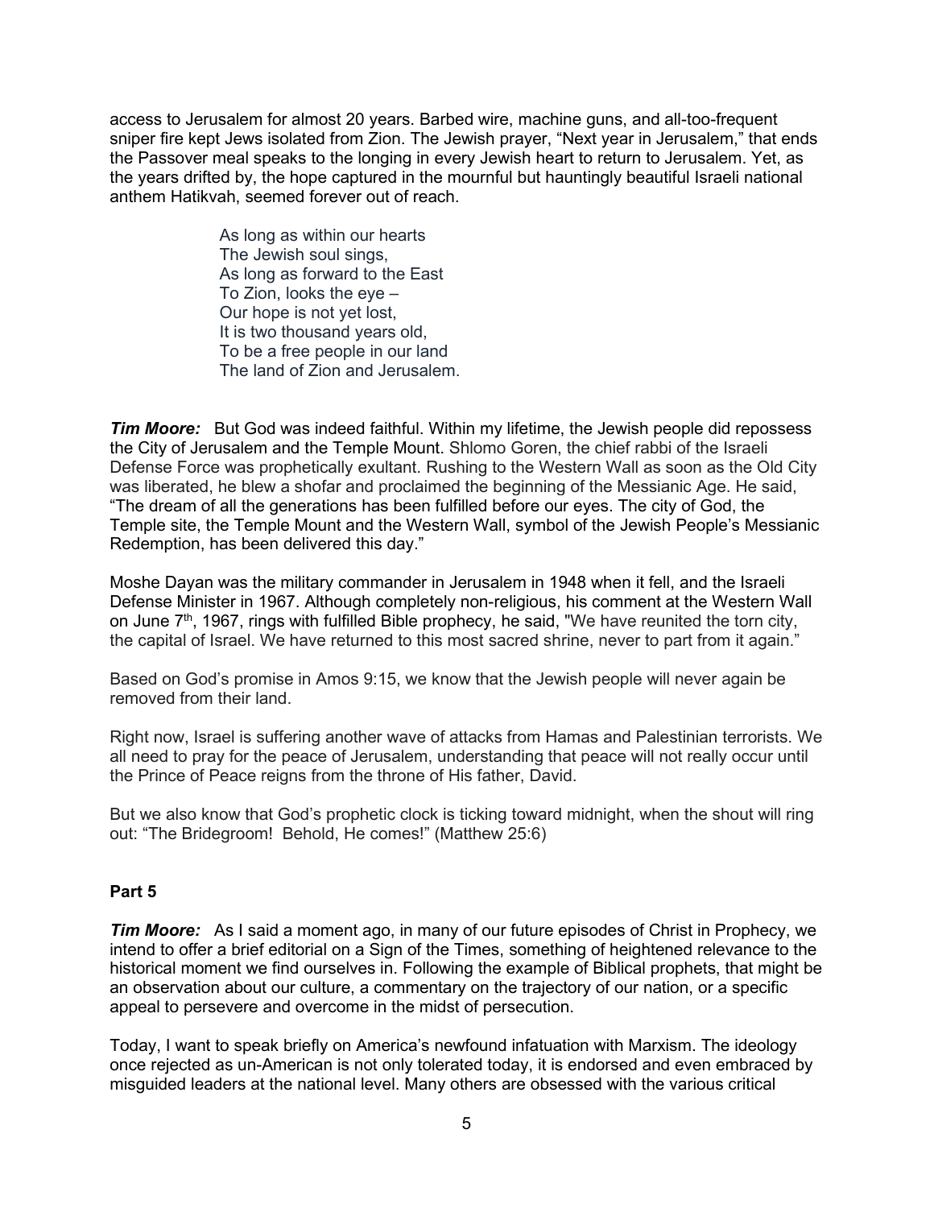access to Jerusalem for almost 20 years. Barbed wire, machine guns, and all-too-frequent sniper fire kept Jews isolated from Zion. The Jewish prayer, "Next year in Jerusalem," that ends the Passover meal speaks to the longing in every Jewish heart to return to Jerusalem. Yet, as the years drifted by, the hope captured in the mournful but hauntingly beautiful Israeli national anthem Hatikvah, seemed forever out of reach.

> As long as within our hearts
> The Jewish soul sings,
> As long as forward to the East
> To Zion, looks the eye –
> Our hope is not yet lost,
> It is two thousand years old,
> To be a free people in our land
> The land of Zion and Jerusalem.

***Tim Moore:*** But God was indeed faithful. Within my lifetime, the Jewish people did repossess the City of Jerusalem and the Temple Mount. Shlomo Goren, the chief rabbi of the Israeli Defense Force was prophetically exultant. Rushing to the Western Wall as soon as the Old City was liberated, he blew a shofar and proclaimed the beginning of the Messianic Age. He said, "The dream of all the generations has been fulfilled before our eyes. The city of God, the Temple site, the Temple Mount and the Western Wall, symbol of the Jewish People's Messianic Redemption, has been delivered this day."

Moshe Dayan was the military commander in Jerusalem in 1948 when it fell, and the Israeli Defense Minister in 1967. Although completely non-religious, his comment at the Western Wall on June 7th, 1967, rings with fulfilled Bible prophecy, he said, "We have reunited the torn city, the capital of Israel. We have returned to this most sacred shrine, never to part from it again."

Based on God's promise in Amos 9:15, we know that the Jewish people will never again be removed from their land.

Right now, Israel is suffering another wave of attacks from Hamas and Palestinian terrorists. We all need to pray for the peace of Jerusalem, understanding that peace will not really occur until the Prince of Peace reigns from the throne of His father, David.

But we also know that God's prophetic clock is ticking toward midnight, when the shout will ring out: "The Bridegroom! Behold, He comes!" (Matthew 25:6)

**Part 5**

***Tim Moore:*** As I said a moment ago, in many of our future episodes of Christ in Prophecy, we intend to offer a brief editorial on a Sign of the Times, something of heightened relevance to the historical moment we find ourselves in. Following the example of Biblical prophets, that might be an observation about our culture, a commentary on the trajectory of our nation, or a specific appeal to persevere and overcome in the midst of persecution.

Today, I want to speak briefly on America's newfound infatuation with Marxism. The ideology once rejected as un-American is not only tolerated today, it is endorsed and even embraced by misguided leaders at the national level. Many others are obsessed with the various critical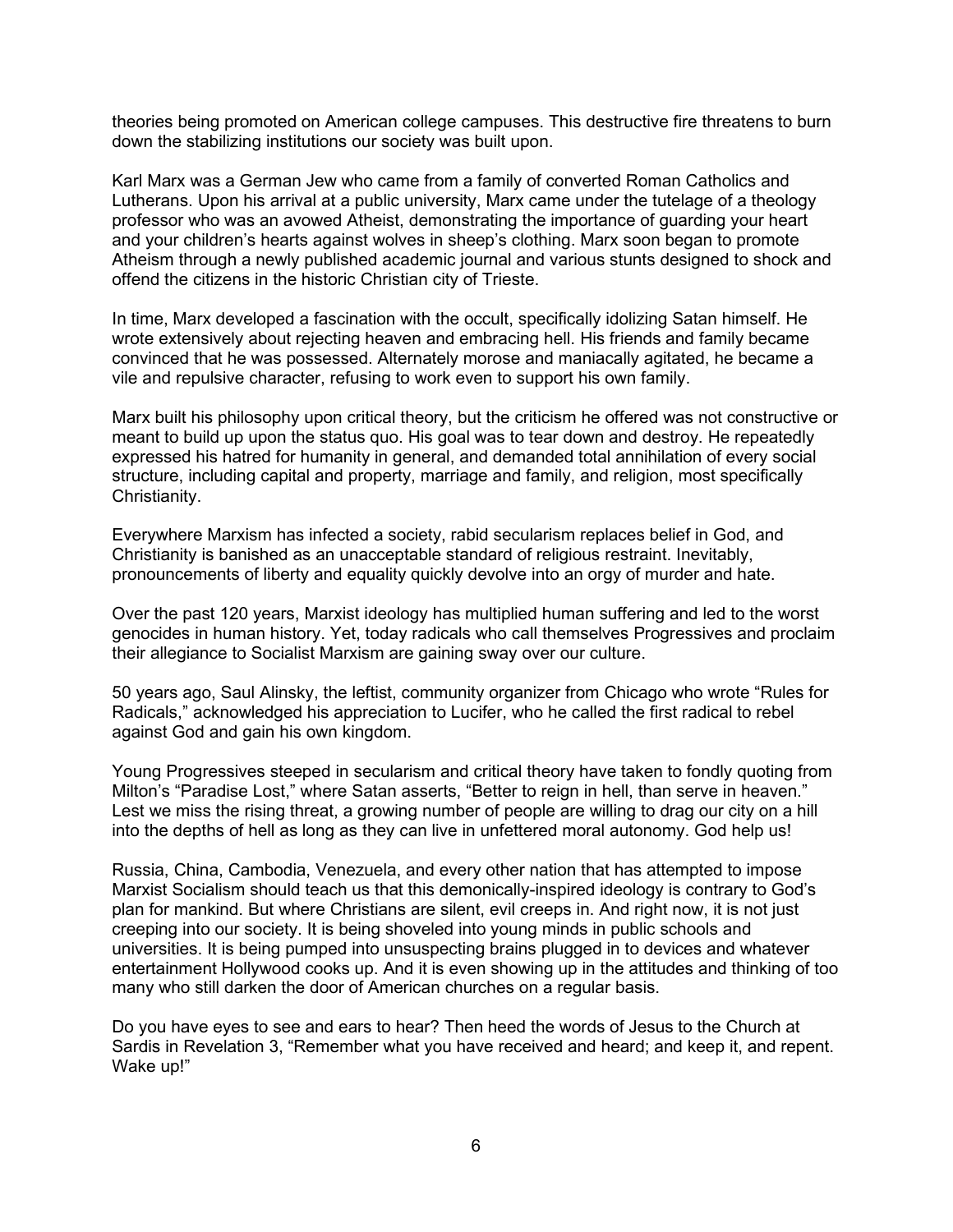theories being promoted on American college campuses. This destructive fire threatens to burn down the stabilizing institutions our society was built upon.

Karl Marx was a German Jew who came from a family of converted Roman Catholics and Lutherans. Upon his arrival at a public university, Marx came under the tutelage of a theology professor who was an avowed Atheist, demonstrating the importance of guarding your heart and your children's hearts against wolves in sheep's clothing. Marx soon began to promote Atheism through a newly published academic journal and various stunts designed to shock and offend the citizens in the historic Christian city of Trieste.

In time, Marx developed a fascination with the occult, specifically idolizing Satan himself. He wrote extensively about rejecting heaven and embracing hell. His friends and family became convinced that he was possessed. Alternately morose and maniacally agitated, he became a vile and repulsive character, refusing to work even to support his own family.

Marx built his philosophy upon critical theory, but the criticism he offered was not constructive or meant to build up upon the status quo. His goal was to tear down and destroy. He repeatedly expressed his hatred for humanity in general, and demanded total annihilation of every social structure, including capital and property, marriage and family, and religion, most specifically Christianity.

Everywhere Marxism has infected a society, rabid secularism replaces belief in God, and Christianity is banished as an unacceptable standard of religious restraint. Inevitably, pronouncements of liberty and equality quickly devolve into an orgy of murder and hate.

Over the past 120 years, Marxist ideology has multiplied human suffering and led to the worst genocides in human history. Yet, today radicals who call themselves Progressives and proclaim their allegiance to Socialist Marxism are gaining sway over our culture.

50 years ago, Saul Alinsky, the leftist, community organizer from Chicago who wrote "Rules for Radicals," acknowledged his appreciation to Lucifer, who he called the first radical to rebel against God and gain his own kingdom.

Young Progressives steeped in secularism and critical theory have taken to fondly quoting from Milton's "Paradise Lost," where Satan asserts, "Better to reign in hell, than serve in heaven." Lest we miss the rising threat, a growing number of people are willing to drag our city on a hill into the depths of hell as long as they can live in unfettered moral autonomy. God help us!

Russia, China, Cambodia, Venezuela, and every other nation that has attempted to impose Marxist Socialism should teach us that this demonically-inspired ideology is contrary to God's plan for mankind. But where Christians are silent, evil creeps in. And right now, it is not just creeping into our society. It is being shoveled into young minds in public schools and universities. It is being pumped into unsuspecting brains plugged in to devices and whatever entertainment Hollywood cooks up. And it is even showing up in the attitudes and thinking of too many who still darken the door of American churches on a regular basis.

Do you have eyes to see and ears to hear? Then heed the words of Jesus to the Church at Sardis in Revelation 3, "Remember what you have received and heard; and keep it, and repent. Wake up!"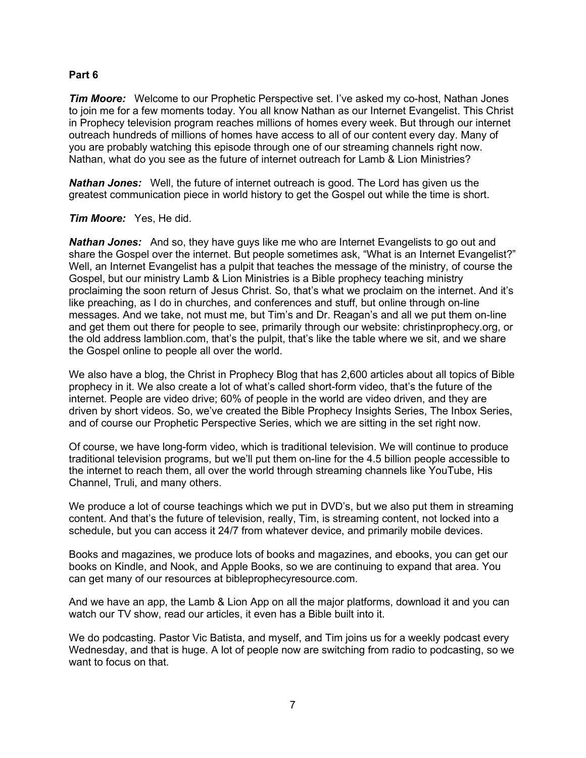**Part 6**

***Tim Moore:*** Welcome to our Prophetic Perspective set. I've asked my co-host, Nathan Jones to join me for a few moments today. You all know Nathan as our Internet Evangelist. This Christ in Prophecy television program reaches millions of homes every week. But through our internet outreach hundreds of millions of homes have access to all of our content every day. Many of you are probably watching this episode through one of our streaming channels right now. Nathan, what do you see as the future of internet outreach for Lamb & Lion Ministries?

***Nathan Jones:*** Well, the future of internet outreach is good. The Lord has given us the greatest communication piece in world history to get the Gospel out while the time is short.

***Tim Moore:*** Yes, He did.

***Nathan Jones:*** And so, they have guys like me who are Internet Evangelists to go out and share the Gospel over the internet. But people sometimes ask, "What is an Internet Evangelist?" Well, an Internet Evangelist has a pulpit that teaches the message of the ministry, of course the Gospel, but our ministry Lamb & Lion Ministries is a Bible prophecy teaching ministry proclaiming the soon return of Jesus Christ. So, that's what we proclaim on the internet. And it's like preaching, as I do in churches, and conferences and stuff, but online through on-line messages. And we take, not must me, but Tim's and Dr. Reagan's and all we put them on-line and get them out there for people to see, primarily through our website: christinprophecy.org, or the old address lamblion.com, that's the pulpit, that's like the table where we sit, and we share the Gospel online to people all over the world.

We also have a blog, the Christ in Prophecy Blog that has 2,600 articles about all topics of Bible prophecy in it. We also create a lot of what's called short-form video, that's the future of the internet. People are video drive; 60% of people in the world are video driven, and they are driven by short videos. So, we've created the Bible Prophecy Insights Series, The Inbox Series, and of course our Prophetic Perspective Series, which we are sitting in the set right now.

Of course, we have long-form video, which is traditional television. We will continue to produce traditional television programs, but we'll put them on-line for the 4.5 billion people accessible to the internet to reach them, all over the world through streaming channels like YouTube, His Channel, Truli, and many others.

We produce a lot of course teachings which we put in DVD's, but we also put them in streaming content. And that's the future of television, really, Tim, is streaming content, not locked into a schedule, but you can access it 24/7 from whatever device, and primarily mobile devices.

Books and magazines, we produce lots of books and magazines, and ebooks, you can get our books on Kindle, and Nook, and Apple Books, so we are continuing to expand that area. You can get many of our resources at bibleprophecyresource.com.

And we have an app, the Lamb & Lion App on all the major platforms, download it and you can watch our TV show, read our articles, it even has a Bible built into it.

We do podcasting. Pastor Vic Batista, and myself, and Tim joins us for a weekly podcast every Wednesday, and that is huge. A lot of people now are switching from radio to podcasting, so we want to focus on that.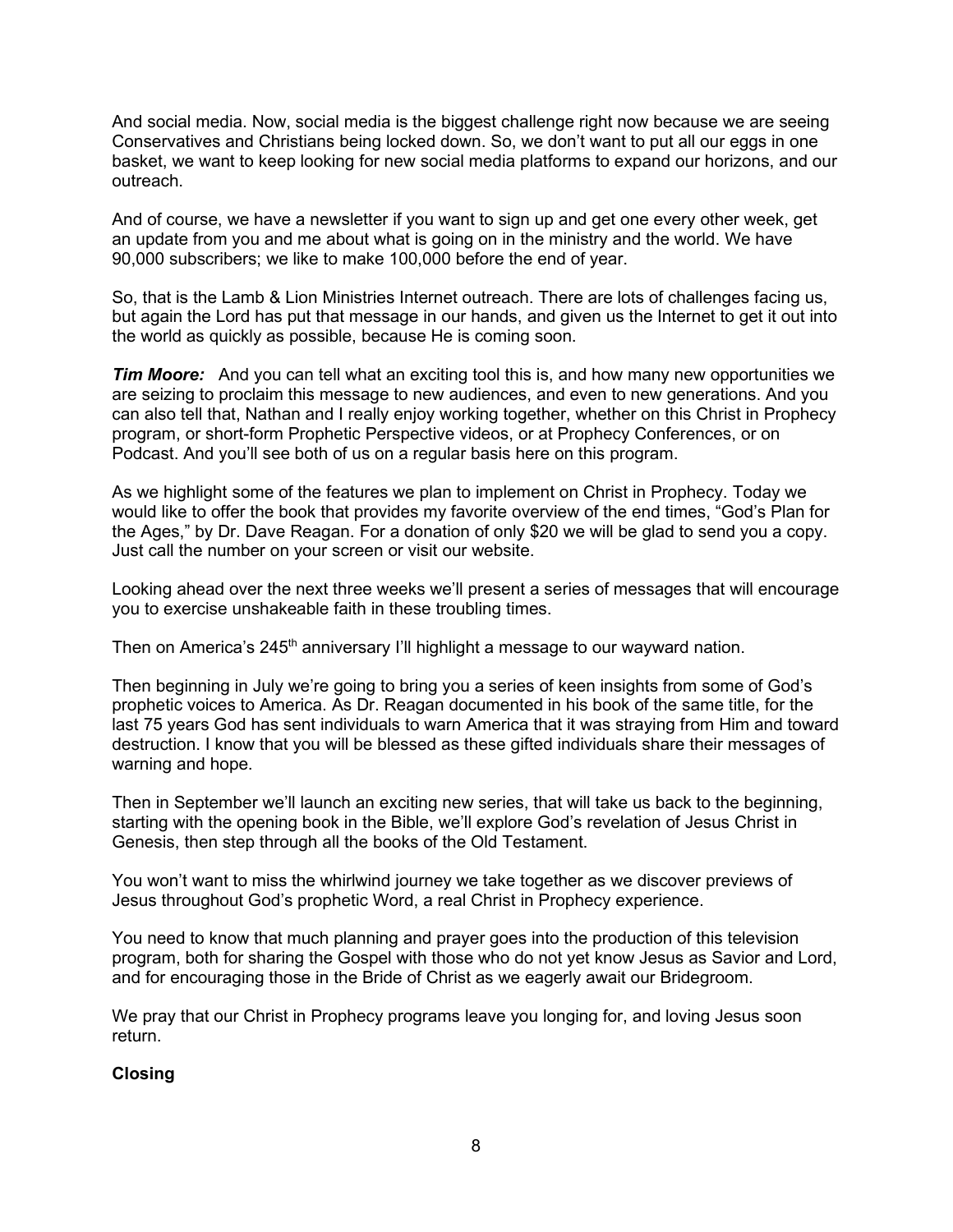And social media. Now, social media is the biggest challenge right now because we are seeing Conservatives and Christians being locked down. So, we don't want to put all our eggs in one basket, we want to keep looking for new social media platforms to expand our horizons, and our outreach.

And of course, we have a newsletter if you want to sign up and get one every other week, get an update from you and me about what is going on in the ministry and the world. We have 90,000 subscribers; we like to make 100,000 before the end of year.

So, that is the Lamb & Lion Ministries Internet outreach. There are lots of challenges facing us, but again the Lord has put that message in our hands, and given us the Internet to get it out into the world as quickly as possible, because He is coming soon.

***Tim Moore:*** And you can tell what an exciting tool this is, and how many new opportunities we are seizing to proclaim this message to new audiences, and even to new generations. And you can also tell that, Nathan and I really enjoy working together, whether on this Christ in Prophecy program, or short-form Prophetic Perspective videos, or at Prophecy Conferences, or on Podcast. And you'll see both of us on a regular basis here on this program.

As we highlight some of the features we plan to implement on Christ in Prophecy. Today we would like to offer the book that provides my favorite overview of the end times, "God's Plan for the Ages," by Dr. Dave Reagan. For a donation of only $20 we will be glad to send you a copy. Just call the number on your screen or visit our website.

Looking ahead over the next three weeks we'll present a series of messages that will encourage you to exercise unshakeable faith in these troubling times.

Then on America's 245th anniversary I'll highlight a message to our wayward nation.

Then beginning in July we're going to bring you a series of keen insights from some of God's prophetic voices to America. As Dr. Reagan documented in his book of the same title, for the last 75 years God has sent individuals to warn America that it was straying from Him and toward destruction. I know that you will be blessed as these gifted individuals share their messages of warning and hope.

Then in September we'll launch an exciting new series, that will take us back to the beginning, starting with the opening book in the Bible, we'll explore God's revelation of Jesus Christ in Genesis, then step through all the books of the Old Testament.

You won't want to miss the whirlwind journey we take together as we discover previews of Jesus throughout God's prophetic Word, a real Christ in Prophecy experience.

You need to know that much planning and prayer goes into the production of this television program, both for sharing the Gospel with those who do not yet know Jesus as Savior and Lord, and for encouraging those in the Bride of Christ as we eagerly await our Bridegroom.

We pray that our Christ in Prophecy programs leave you longing for, and loving Jesus soon return.

**Closing**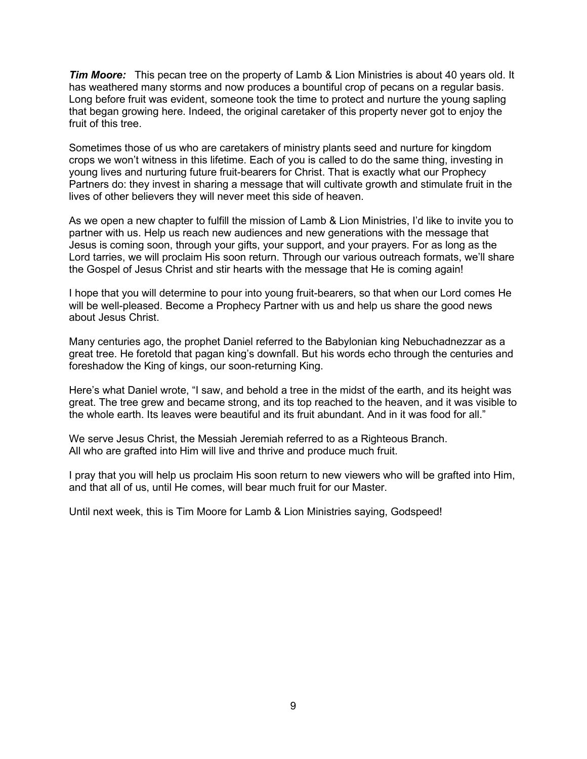***Tim Moore:*** This pecan tree on the property of Lamb & Lion Ministries is about 40 years old. It has weathered many storms and now produces a bountiful crop of pecans on a regular basis. Long before fruit was evident, someone took the time to protect and nurture the young sapling that began growing here. Indeed, the original caretaker of this property never got to enjoy the fruit of this tree.

Sometimes those of us who are caretakers of ministry plants seed and nurture for kingdom crops we won't witness in this lifetime. Each of you is called to do the same thing, investing in young lives and nurturing future fruit-bearers for Christ. That is exactly what our Prophecy Partners do: they invest in sharing a message that will cultivate growth and stimulate fruit in the lives of other believers they will never meet this side of heaven.

As we open a new chapter to fulfill the mission of Lamb & Lion Ministries, I'd like to invite you to partner with us. Help us reach new audiences and new generations with the message that Jesus is coming soon, through your gifts, your support, and your prayers. For as long as the Lord tarries, we will proclaim His soon return. Through our various outreach formats, we'll share the Gospel of Jesus Christ and stir hearts with the message that He is coming again!

I hope that you will determine to pour into young fruit-bearers, so that when our Lord comes He will be well-pleased. Become a Prophecy Partner with us and help us share the good news about Jesus Christ.

Many centuries ago, the prophet Daniel referred to the Babylonian king Nebuchadnezzar as a great tree. He foretold that pagan king's downfall. But his words echo through the centuries and foreshadow the King of kings, our soon-returning King.

Here's what Daniel wrote, "I saw, and behold a tree in the midst of the earth, and its height was great. The tree grew and became strong, and its top reached to the heaven, and it was visible to the whole earth. Its leaves were beautiful and its fruit abundant. And in it was food for all."

We serve Jesus Christ, the Messiah Jeremiah referred to as a Righteous Branch.
All who are grafted into Him will live and thrive and produce much fruit.

I pray that you will help us proclaim His soon return to new viewers who will be grafted into Him, and that all of us, until He comes, will bear much fruit for our Master.

Until next week, this is Tim Moore for Lamb & Lion Ministries saying, Godspeed!